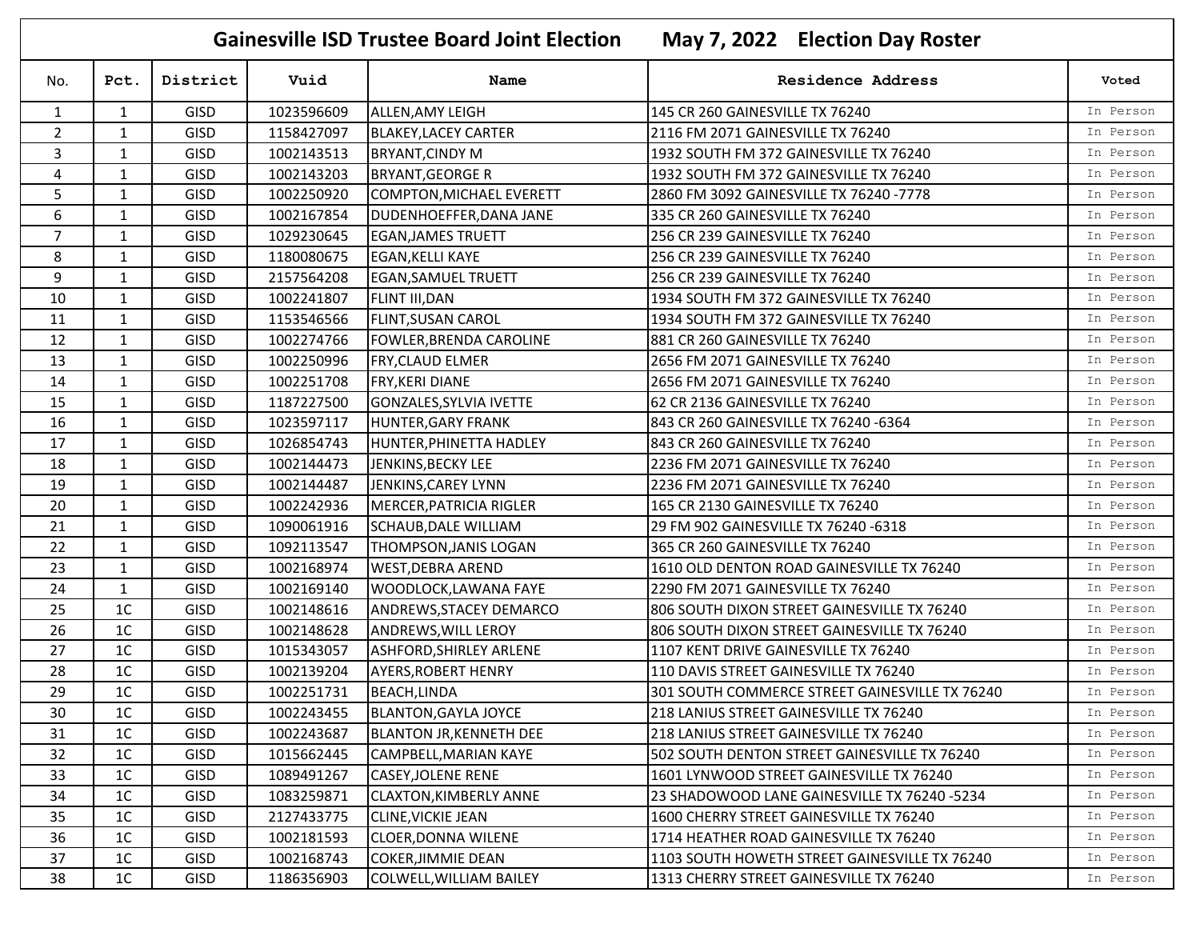# Gainesville ISD Trustee Board Joint Election May 7, 2022 Election Day Roster

| No. | Pct. | District | Vuid | Name | Residence Address | Voted |
|---|---|---|---|---|---|---|
| 1 | 1 | GISD | 1023596609 | ALLEN,AMY LEIGH | 145 CR 260 GAINESVILLE TX 76240 | In Person |
| 2 | 1 | GISD | 1158427097 | BLAKEY,LACEY CARTER | 2116 FM 2071 GAINESVILLE TX 76240 | In Person |
| 3 | 1 | GISD | 1002143513 | BRYANT,CINDY M | 1932 SOUTH FM 372 GAINESVILLE TX 76240 | In Person |
| 4 | 1 | GISD | 1002143203 | BRYANT,GEORGE R | 1932 SOUTH FM 372 GAINESVILLE TX 76240 | In Person |
| 5 | 1 | GISD | 1002250920 | COMPTON,MICHAEL EVERETT | 2860 FM 3092 GAINESVILLE TX 76240 -7778 | In Person |
| 6 | 1 | GISD | 1002167854 | DUDENHOEFFER,DANA JANE | 335 CR 260 GAINESVILLE TX 76240 | In Person |
| 7 | 1 | GISD | 1029230645 | EGAN,JAMES TRUETT | 256 CR 239 GAINESVILLE TX 76240 | In Person |
| 8 | 1 | GISD | 1180080675 | EGAN,KELLI KAYE | 256 CR 239 GAINESVILLE TX 76240 | In Person |
| 9 | 1 | GISD | 2157564208 | EGAN,SAMUEL TRUETT | 256 CR 239 GAINESVILLE TX 76240 | In Person |
| 10 | 1 | GISD | 1002241807 | FLINT III,DAN | 1934 SOUTH FM 372 GAINESVILLE TX 76240 | In Person |
| 11 | 1 | GISD | 1153546566 | FLINT,SUSAN CAROL | 1934 SOUTH FM 372 GAINESVILLE TX 76240 | In Person |
| 12 | 1 | GISD | 1002274766 | FOWLER,BRENDA CAROLINE | 881 CR 260 GAINESVILLE TX 76240 | In Person |
| 13 | 1 | GISD | 1002250996 | FRY,CLAUD ELMER | 2656 FM 2071 GAINESVILLE TX 76240 | In Person |
| 14 | 1 | GISD | 1002251708 | FRY,KERI DIANE | 2656 FM 2071 GAINESVILLE TX 76240 | In Person |
| 15 | 1 | GISD | 1187227500 | GONZALES,SYLVIA IVETTE | 62 CR 2136 GAINESVILLE TX 76240 | In Person |
| 16 | 1 | GISD | 1023597117 | HUNTER,GARY FRANK | 843 CR 260 GAINESVILLE TX 76240 -6364 | In Person |
| 17 | 1 | GISD | 1026854743 | HUNTER,PHINETTA HADLEY | 843 CR 260 GAINESVILLE TX 76240 | In Person |
| 18 | 1 | GISD | 1002144473 | JENKINS,BECKY LEE | 2236 FM 2071 GAINESVILLE TX 76240 | In Person |
| 19 | 1 | GISD | 1002144487 | JENKINS,CAREY LYNN | 2236 FM 2071 GAINESVILLE TX 76240 | In Person |
| 20 | 1 | GISD | 1002242936 | MERCER,PATRICIA RIGLER | 165 CR 2130 GAINESVILLE TX 76240 | In Person |
| 21 | 1 | GISD | 1090061916 | SCHAUB,DALE WILLIAM | 29 FM 902 GAINESVILLE TX 76240 -6318 | In Person |
| 22 | 1 | GISD | 1092113547 | THOMPSON,JANIS LOGAN | 365 CR 260 GAINESVILLE TX 76240 | In Person |
| 23 | 1 | GISD | 1002168974 | WEST,DEBRA AREND | 1610 OLD DENTON ROAD GAINESVILLE TX 76240 | In Person |
| 24 | 1 | GISD | 1002169140 | WOODLOCK,LAWANA FAYE | 2290 FM 2071 GAINESVILLE TX 76240 | In Person |
| 25 | 1C | GISD | 1002148616 | ANDREWS,STACEY DEMARCO | 806 SOUTH DIXON STREET GAINESVILLE TX 76240 | In Person |
| 26 | 1C | GISD | 1002148628 | ANDREWS,WILL LEROY | 806 SOUTH DIXON STREET GAINESVILLE TX 76240 | In Person |
| 27 | 1C | GISD | 1015343057 | ASHFORD,SHIRLEY ARLENE | 1107 KENT DRIVE GAINESVILLE TX 76240 | In Person |
| 28 | 1C | GISD | 1002139204 | AYERS,ROBERT HENRY | 110 DAVIS STREET GAINESVILLE TX 76240 | In Person |
| 29 | 1C | GISD | 1002251731 | BEACH,LINDA | 301 SOUTH COMMERCE STREET GAINESVILLE TX 76240 | In Person |
| 30 | 1C | GISD | 1002243455 | BLANTON,GAYLA JOYCE | 218 LANIUS STREET GAINESVILLE TX 76240 | In Person |
| 31 | 1C | GISD | 1002243687 | BLANTON JR,KENNETH DEE | 218 LANIUS STREET GAINESVILLE TX 76240 | In Person |
| 32 | 1C | GISD | 1015662445 | CAMPBELL,MARIAN KAYE | 502 SOUTH DENTON STREET GAINESVILLE TX 76240 | In Person |
| 33 | 1C | GISD | 1089491267 | CASEY,JOLENE RENE | 1601 LYNWOOD STREET GAINESVILLE TX 76240 | In Person |
| 34 | 1C | GISD | 1083259871 | CLAXTON,KIMBERLY ANNE | 23 SHADOWOOD LANE GAINESVILLE TX 76240 -5234 | In Person |
| 35 | 1C | GISD | 2127433775 | CLINE,VICKIE JEAN | 1600 CHERRY STREET GAINESVILLE TX 76240 | In Person |
| 36 | 1C | GISD | 1002181593 | CLOER,DONNA WILENE | 1714 HEATHER ROAD GAINESVILLE TX 76240 | In Person |
| 37 | 1C | GISD | 1002168743 | COKER,JIMMIE DEAN | 1103 SOUTH HOWETH STREET GAINESVILLE TX 76240 | In Person |
| 38 | 1C | GISD | 1186356903 | COLWELL,WILLIAM BAILEY | 1313 CHERRY STREET GAINESVILLE TX 76240 | In Person |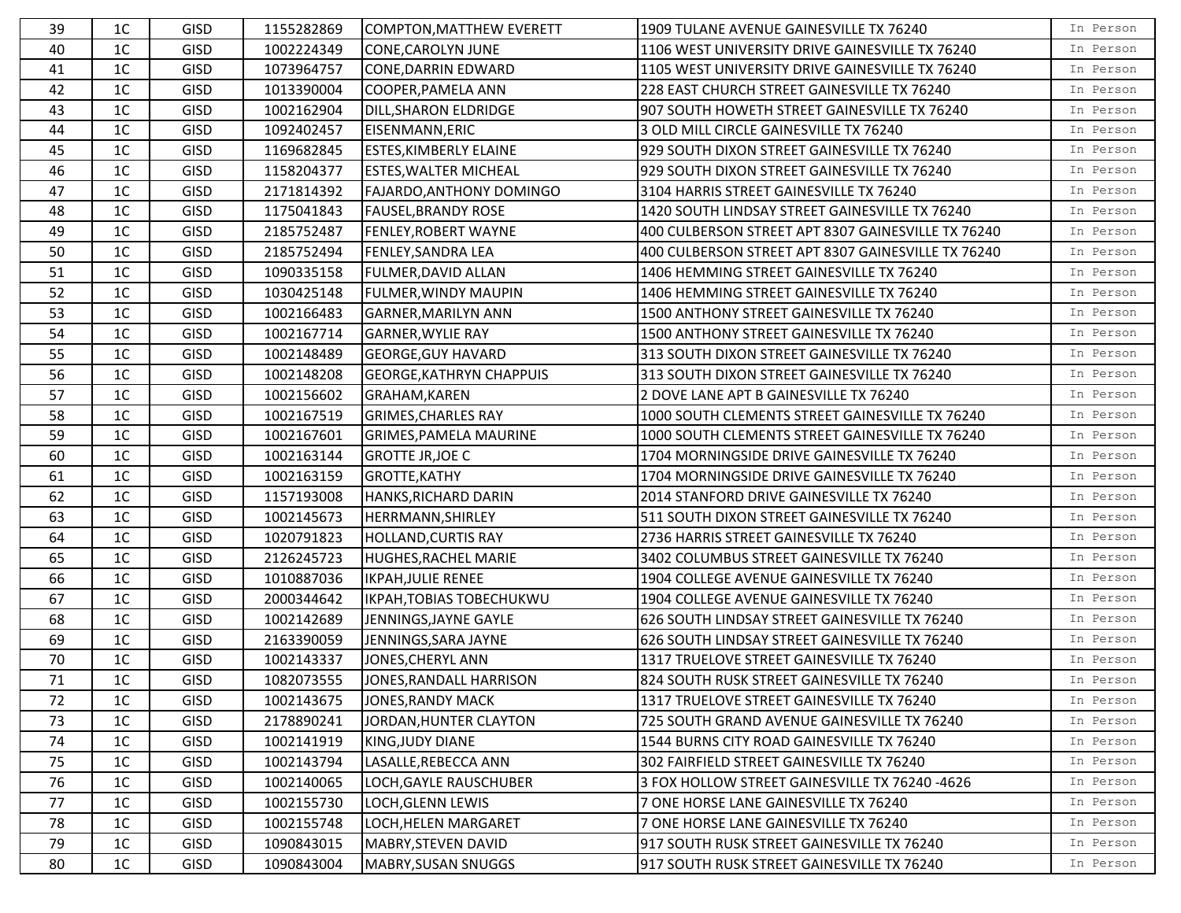| | | | | | | |
|---|---|---|---|---|---|---|
| 39 | 1C | GISD | 1155282869 | COMPTON,MATTHEW EVERETT | 1909 TULANE AVENUE GAINESVILLE TX 76240 | In Person |
| 40 | 1C | GISD | 1002224349 | CONE,CAROLYN JUNE | 1106 WEST UNIVERSITY DRIVE GAINESVILLE TX 76240 | In Person |
| 41 | 1C | GISD | 1073964757 | CONE,DARRIN EDWARD | 1105 WEST UNIVERSITY DRIVE GAINESVILLE TX 76240 | In Person |
| 42 | 1C | GISD | 1013390004 | COOPER,PAMELA ANN | 228 EAST CHURCH STREET GAINESVILLE TX 76240 | In Person |
| 43 | 1C | GISD | 1002162904 | DILL,SHARON ELDRIDGE | 907 SOUTH HOWETH STREET GAINESVILLE TX 76240 | In Person |
| 44 | 1C | GISD | 1092402457 | EISENMANN,ERIC | 3 OLD MILL CIRCLE GAINESVILLE TX 76240 | In Person |
| 45 | 1C | GISD | 1169682845 | ESTES,KIMBERLY ELAINE | 929 SOUTH DIXON STREET GAINESVILLE TX 76240 | In Person |
| 46 | 1C | GISD | 1158204377 | ESTES,WALTER MICHEAL | 929 SOUTH DIXON STREET GAINESVILLE TX 76240 | In Person |
| 47 | 1C | GISD | 2171814392 | FAJARDO,ANTHONY DOMINGO | 3104 HARRIS STREET GAINESVILLE TX 76240 | In Person |
| 48 | 1C | GISD | 1175041843 | FAUSEL,BRANDY ROSE | 1420 SOUTH LINDSAY STREET GAINESVILLE TX 76240 | In Person |
| 49 | 1C | GISD | 2185752487 | FENLEY,ROBERT WAYNE | 400 CULBERSON STREET APT 8307 GAINESVILLE TX 76240 | In Person |
| 50 | 1C | GISD | 2185752494 | FENLEY,SANDRA LEA | 400 CULBERSON STREET APT 8307 GAINESVILLE TX 76240 | In Person |
| 51 | 1C | GISD | 1090335158 | FULMER,DAVID ALLAN | 1406 HEMMING STREET GAINESVILLE TX 76240 | In Person |
| 52 | 1C | GISD | 1030425148 | FULMER,WINDY MAUPIN | 1406 HEMMING STREET GAINESVILLE TX 76240 | In Person |
| 53 | 1C | GISD | 1002166483 | GARNER,MARILYN ANN | 1500 ANTHONY STREET GAINESVILLE TX 76240 | In Person |
| 54 | 1C | GISD | 1002167714 | GARNER,WYLIE RAY | 1500 ANTHONY STREET GAINESVILLE TX 76240 | In Person |
| 55 | 1C | GISD | 1002148489 | GEORGE,GUY HAVARD | 313 SOUTH DIXON STREET GAINESVILLE TX 76240 | In Person |
| 56 | 1C | GISD | 1002148208 | GEORGE,KATHRYN CHAPPUIS | 313 SOUTH DIXON STREET GAINESVILLE TX 76240 | In Person |
| 57 | 1C | GISD | 1002156602 | GRAHAM,KAREN | 2 DOVE LANE APT B GAINESVILLE TX 76240 | In Person |
| 58 | 1C | GISD | 1002167519 | GRIMES,CHARLES RAY | 1000 SOUTH CLEMENTS STREET GAINESVILLE TX 76240 | In Person |
| 59 | 1C | GISD | 1002167601 | GRIMES,PAMELA MAURINE | 1000 SOUTH CLEMENTS STREET GAINESVILLE TX 76240 | In Person |
| 60 | 1C | GISD | 1002163144 | GROTTE JR,JOE C | 1704 MORNINGSIDE DRIVE GAINESVILLE TX 76240 | In Person |
| 61 | 1C | GISD | 1002163159 | GROTTE,KATHY | 1704 MORNINGSIDE DRIVE GAINESVILLE TX 76240 | In Person |
| 62 | 1C | GISD | 1157193008 | HANKS,RICHARD DARIN | 2014 STANFORD DRIVE GAINESVILLE TX 76240 | In Person |
| 63 | 1C | GISD | 1002145673 | HERRMANN,SHIRLEY | 511 SOUTH DIXON STREET GAINESVILLE TX 76240 | In Person |
| 64 | 1C | GISD | 1020791823 | HOLLAND,CURTIS RAY | 2736 HARRIS STREET GAINESVILLE TX 76240 | In Person |
| 65 | 1C | GISD | 2126245723 | HUGHES,RACHEL MARIE | 3402 COLUMBUS STREET GAINESVILLE TX 76240 | In Person |
| 66 | 1C | GISD | 1010887036 | IKPAH,JULIE RENEE | 1904 COLLEGE AVENUE GAINESVILLE TX 76240 | In Person |
| 67 | 1C | GISD | 2000344642 | IKPAH,TOBIAS TOBECHUKWU | 1904 COLLEGE AVENUE GAINESVILLE TX 76240 | In Person |
| 68 | 1C | GISD | 1002142689 | JENNINGS,JAYNE GAYLE | 626 SOUTH LINDSAY STREET GAINESVILLE TX 76240 | In Person |
| 69 | 1C | GISD | 2163390059 | JENNINGS,SARA JAYNE | 626 SOUTH LINDSAY STREET GAINESVILLE TX 76240 | In Person |
| 70 | 1C | GISD | 1002143337 | JONES,CHERYL ANN | 1317 TRUELOVE STREET GAINESVILLE TX 76240 | In Person |
| 71 | 1C | GISD | 1082073555 | JONES,RANDALL HARRISON | 824 SOUTH RUSK STREET GAINESVILLE TX 76240 | In Person |
| 72 | 1C | GISD | 1002143675 | JONES,RANDY MACK | 1317 TRUELOVE STREET GAINESVILLE TX 76240 | In Person |
| 73 | 1C | GISD | 2178890241 | JORDAN,HUNTER CLAYTON | 725 SOUTH GRAND AVENUE GAINESVILLE TX 76240 | In Person |
| 74 | 1C | GISD | 1002141919 | KING,JUDY DIANE | 1544 BURNS CITY ROAD GAINESVILLE TX 76240 | In Person |
| 75 | 1C | GISD | 1002143794 | LASALLE,REBECCA ANN | 302 FAIRFIELD STREET GAINESVILLE TX 76240 | In Person |
| 76 | 1C | GISD | 1002140065 | LOCH,GAYLE RAUSCHUBER | 3 FOX HOLLOW STREET GAINESVILLE TX 76240 -4626 | In Person |
| 77 | 1C | GISD | 1002155730 | LOCH,GLENN LEWIS | 7 ONE HORSE LANE GAINESVILLE TX 76240 | In Person |
| 78 | 1C | GISD | 1002155748 | LOCH,HELEN MARGARET | 7 ONE HORSE LANE GAINESVILLE TX 76240 | In Person |
| 79 | 1C | GISD | 1090843015 | MABRY,STEVEN DAVID | 917 SOUTH RUSK STREET GAINESVILLE TX 76240 | In Person |
| 80 | 1C | GISD | 1090843004 | MABRY,SUSAN SNUGGS | 917 SOUTH RUSK STREET GAINESVILLE TX 76240 | In Person |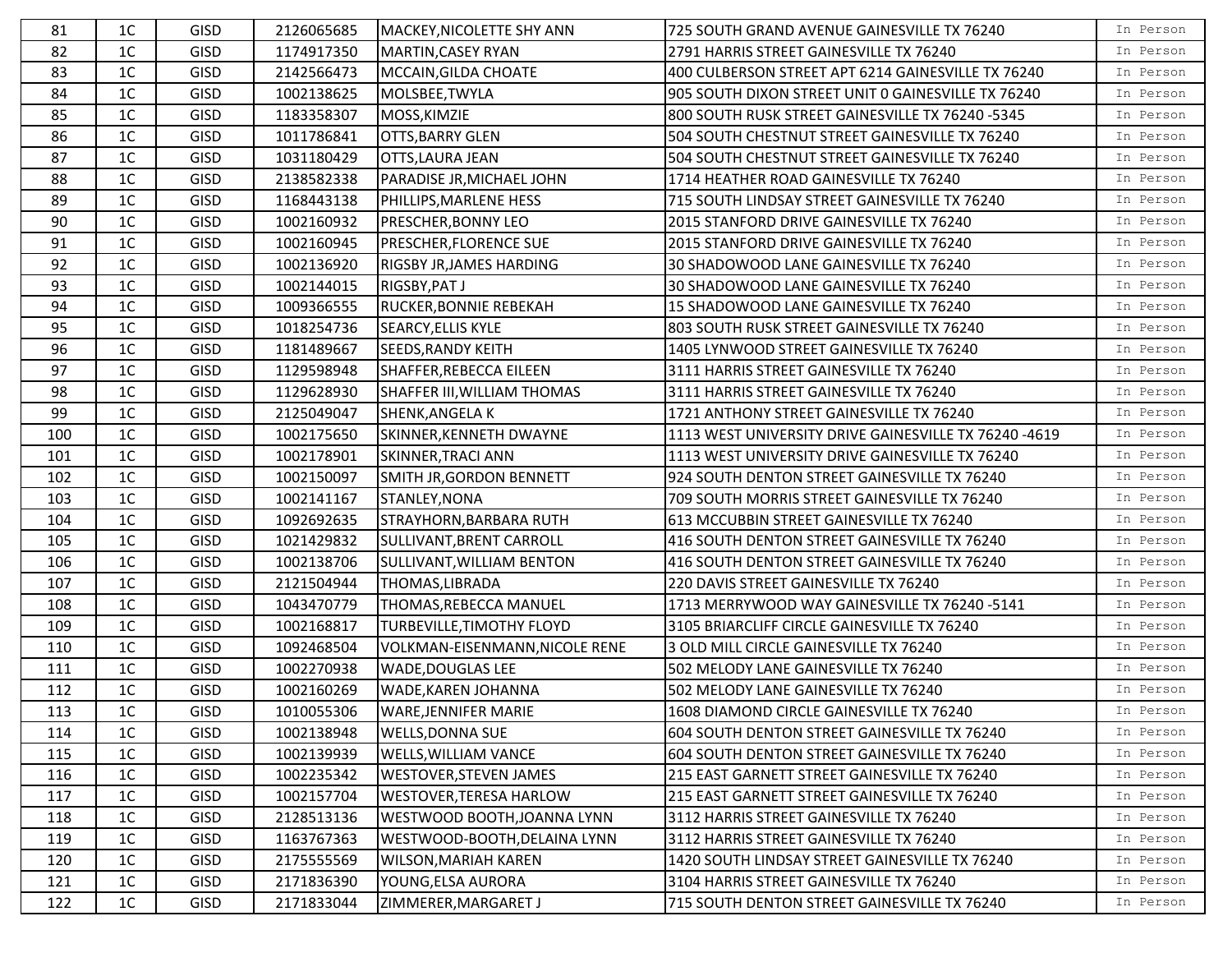| 81 | 1C | GISD | 2126065685 | MACKEY,NICOLETTE SHY ANN | 725 SOUTH GRAND AVENUE GAINESVILLE TX 76240 | In Person |
|---|---|---|---|---|---|---|
| 82 | 1C | GISD | 1174917350 | MARTIN,CASEY RYAN | 2791 HARRIS STREET GAINESVILLE TX 76240 | In Person |
| 83 | 1C | GISD | 2142566473 | MCCAIN,GILDA CHOATE | 400 CULBERSON STREET APT 6214 GAINESVILLE TX 76240 | In Person |
| 84 | 1C | GISD | 1002138625 | MOLSBEE,TWYLA | 905 SOUTH DIXON STREET UNIT 0 GAINESVILLE TX 76240 | In Person |
| 85 | 1C | GISD | 1183358307 | MOSS,KIMZIE | 800 SOUTH RUSK STREET GAINESVILLE TX 76240 -5345 | In Person |
| 86 | 1C | GISD | 1011786841 | OTTS,BARRY GLEN | 504 SOUTH CHESTNUT STREET GAINESVILLE TX 76240 | In Person |
| 87 | 1C | GISD | 1031180429 | OTTS,LAURA JEAN | 504 SOUTH CHESTNUT STREET GAINESVILLE TX 76240 | In Person |
| 88 | 1C | GISD | 2138582338 | PARADISE JR,MICHAEL JOHN | 1714 HEATHER ROAD GAINESVILLE TX 76240 | In Person |
| 89 | 1C | GISD | 1168443138 | PHILLIPS,MARLENE HESS | 715 SOUTH LINDSAY STREET GAINESVILLE TX 76240 | In Person |
| 90 | 1C | GISD | 1002160932 | PRESCHER,BONNY LEO | 2015 STANFORD DRIVE GAINESVILLE TX 76240 | In Person |
| 91 | 1C | GISD | 1002160945 | PRESCHER,FLORENCE SUE | 2015 STANFORD DRIVE GAINESVILLE TX 76240 | In Person |
| 92 | 1C | GISD | 1002136920 | RIGSBY JR,JAMES HARDING | 30 SHADOWOOD LANE GAINESVILLE TX 76240 | In Person |
| 93 | 1C | GISD | 1002144015 | RIGSBY,PAT J | 30 SHADOWOOD LANE GAINESVILLE TX 76240 | In Person |
| 94 | 1C | GISD | 1009366555 | RUCKER,BONNIE REBEKAH | 15 SHADOWOOD LANE GAINESVILLE TX 76240 | In Person |
| 95 | 1C | GISD | 1018254736 | SEARCY,ELLIS KYLE | 803 SOUTH RUSK STREET GAINESVILLE TX 76240 | In Person |
| 96 | 1C | GISD | 1181489667 | SEEDS,RANDY KEITH | 1405 LYNWOOD STREET GAINESVILLE TX 76240 | In Person |
| 97 | 1C | GISD | 1129598948 | SHAFFER,REBECCA EILEEN | 3111 HARRIS STREET GAINESVILLE TX 76240 | In Person |
| 98 | 1C | GISD | 1129628930 | SHAFFER III,WILLIAM THOMAS | 3111 HARRIS STREET GAINESVILLE TX 76240 | In Person |
| 99 | 1C | GISD | 2125049047 | SHENK,ANGELA K | 1721 ANTHONY STREET GAINESVILLE TX 76240 | In Person |
| 100 | 1C | GISD | 1002175650 | SKINNER,KENNETH DWAYNE | 1113 WEST UNIVERSITY DRIVE GAINESVILLE TX 76240 -4619 | In Person |
| 101 | 1C | GISD | 1002178901 | SKINNER,TRACI ANN | 1113 WEST UNIVERSITY DRIVE GAINESVILLE TX 76240 | In Person |
| 102 | 1C | GISD | 1002150097 | SMITH JR,GORDON BENNETT | 924 SOUTH DENTON STREET GAINESVILLE TX 76240 | In Person |
| 103 | 1C | GISD | 1002141167 | STANLEY,NONA | 709 SOUTH MORRIS STREET GAINESVILLE TX 76240 | In Person |
| 104 | 1C | GISD | 1092692635 | STRAYHORN,BARBARA RUTH | 613 MCCUBBIN STREET GAINESVILLE TX 76240 | In Person |
| 105 | 1C | GISD | 1021429832 | SULLIVANT,BRENT CARROLL | 416 SOUTH DENTON STREET GAINESVILLE TX 76240 | In Person |
| 106 | 1C | GISD | 1002138706 | SULLIVANT,WILLIAM BENTON | 416 SOUTH DENTON STREET GAINESVILLE TX 76240 | In Person |
| 107 | 1C | GISD | 2121504944 | THOMAS,LIBRADA | 220 DAVIS STREET GAINESVILLE TX 76240 | In Person |
| 108 | 1C | GISD | 1043470779 | THOMAS,REBECCA MANUEL | 1713 MERRYWOOD WAY GAINESVILLE TX 76240 -5141 | In Person |
| 109 | 1C | GISD | 1002168817 | TURBEVILLE,TIMOTHY FLOYD | 3105 BRIARCLIFF CIRCLE GAINESVILLE TX 76240 | In Person |
| 110 | 1C | GISD | 1092468504 | VOLKMAN-EISENMANN,NICOLE RENE | 3 OLD MILL CIRCLE GAINESVILLE TX 76240 | In Person |
| 111 | 1C | GISD | 1002270938 | WADE,DOUGLAS LEE | 502 MELODY LANE GAINESVILLE TX 76240 | In Person |
| 112 | 1C | GISD | 1002160269 | WADE,KAREN JOHANNA | 502 MELODY LANE GAINESVILLE TX 76240 | In Person |
| 113 | 1C | GISD | 1010055306 | WARE,JENNIFER MARIE | 1608 DIAMOND CIRCLE GAINESVILLE TX 76240 | In Person |
| 114 | 1C | GISD | 1002138948 | WELLS,DONNA SUE | 604 SOUTH DENTON STREET GAINESVILLE TX 76240 | In Person |
| 115 | 1C | GISD | 1002139939 | WELLS,WILLIAM VANCE | 604 SOUTH DENTON STREET GAINESVILLE TX 76240 | In Person |
| 116 | 1C | GISD | 1002235342 | WESTOVER,STEVEN JAMES | 215 EAST GARNETT STREET GAINESVILLE TX 76240 | In Person |
| 117 | 1C | GISD | 1002157704 | WESTOVER,TERESA HARLOW | 215 EAST GARNETT STREET GAINESVILLE TX 76240 | In Person |
| 118 | 1C | GISD | 2128513136 | WESTWOOD BOOTH,JOANNA LYNN | 3112 HARRIS STREET GAINESVILLE TX 76240 | In Person |
| 119 | 1C | GISD | 1163767363 | WESTWOOD-BOOTH,DELAINA LYNN | 3112 HARRIS STREET GAINESVILLE TX 76240 | In Person |
| 120 | 1C | GISD | 2175555569 | WILSON,MARIAH KAREN | 1420 SOUTH LINDSAY STREET GAINESVILLE TX 76240 | In Person |
| 121 | 1C | GISD | 2171836390 | YOUNG,ELSA AURORA | 3104 HARRIS STREET GAINESVILLE TX 76240 | In Person |
| 122 | 1C | GISD | 2171833044 | ZIMMERER,MARGARET J | 715 SOUTH DENTON STREET GAINESVILLE TX 76240 | In Person |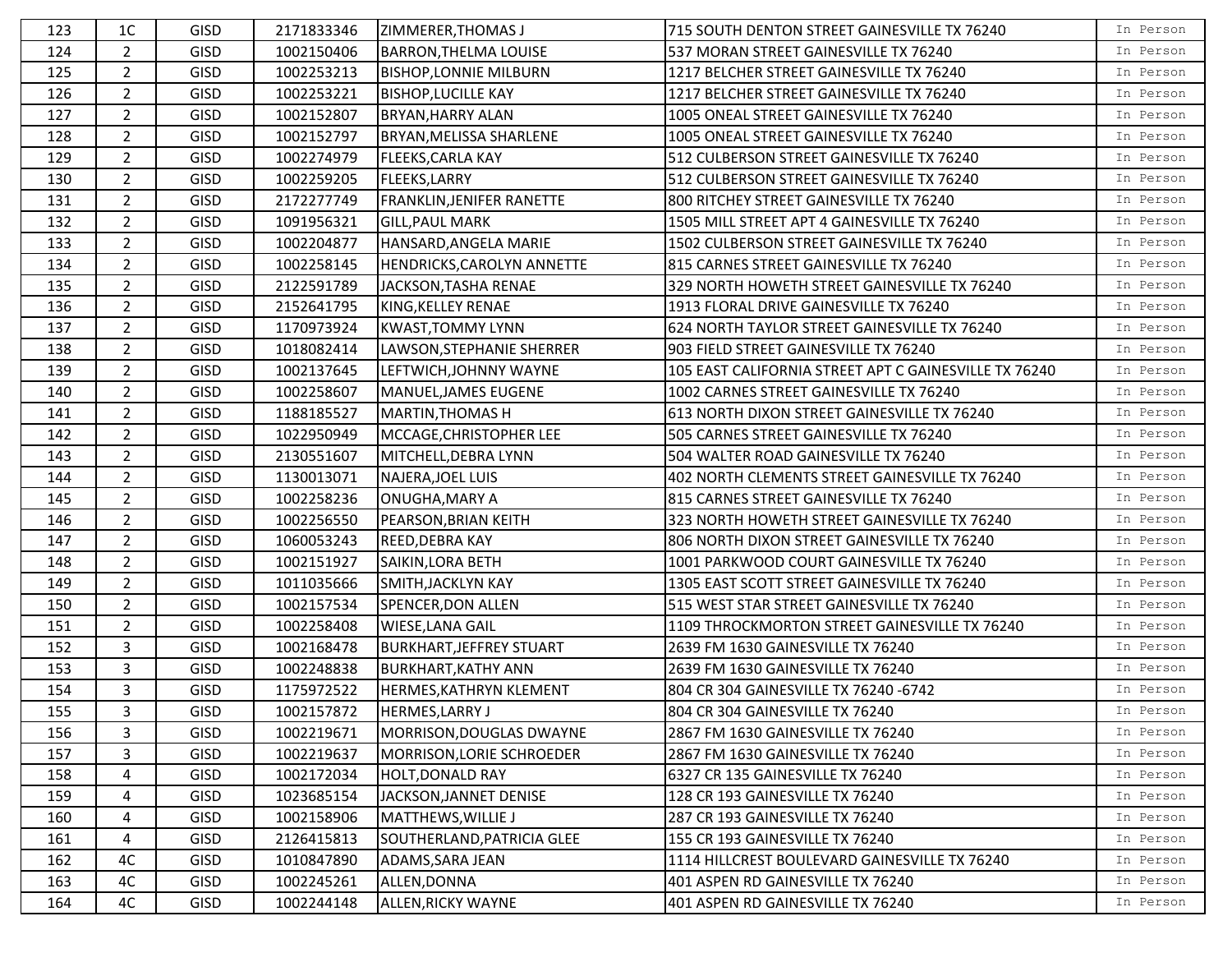| 123 | 1C | GISD | 2171833346 | ZIMMERER,THOMAS J | 715 SOUTH DENTON STREET GAINESVILLE TX 76240 | In Person |
|---|---|---|---|---|---|---|
| 124 | 2 | GISD | 1002150406 | BARRON,THELMA LOUISE | 537 MORAN STREET GAINESVILLE TX 76240 | In Person |
| 125 | 2 | GISD | 1002253213 | BISHOP,LONNIE MILBURN | 1217 BELCHER STREET GAINESVILLE TX 76240 | In Person |
| 126 | 2 | GISD | 1002253221 | BISHOP,LUCILLE KAY | 1217 BELCHER STREET GAINESVILLE TX 76240 | In Person |
| 127 | 2 | GISD | 1002152807 | BRYAN,HARRY ALAN | 1005 ONEAL STREET GAINESVILLE TX 76240 | In Person |
| 128 | 2 | GISD | 1002152797 | BRYAN,MELISSA SHARLENE | 1005 ONEAL STREET GAINESVILLE TX 76240 | In Person |
| 129 | 2 | GISD | 1002274979 | FLEEKS,CARLA KAY | 512 CULBERSON STREET GAINESVILLE TX 76240 | In Person |
| 130 | 2 | GISD | 1002259205 | FLEEKS,LARRY | 512 CULBERSON STREET GAINESVILLE TX 76240 | In Person |
| 131 | 2 | GISD | 2172277749 | FRANKLIN,JENIFER RANETTE | 800 RITCHEY STREET GAINESVILLE TX 76240 | In Person |
| 132 | 2 | GISD | 1091956321 | GILL,PAUL MARK | 1505 MILL STREET APT 4 GAINESVILLE TX 76240 | In Person |
| 133 | 2 | GISD | 1002204877 | HANSARD,ANGELA MARIE | 1502 CULBERSON STREET GAINESVILLE TX 76240 | In Person |
| 134 | 2 | GISD | 1002258145 | HENDRICKS,CAROLYN ANNETTE | 815 CARNES STREET GAINESVILLE TX 76240 | In Person |
| 135 | 2 | GISD | 2122591789 | JACKSON,TASHA RENAE | 329 NORTH HOWETH STREET GAINESVILLE TX 76240 | In Person |
| 136 | 2 | GISD | 2152641795 | KING,KELLEY RENAE | 1913 FLORAL DRIVE GAINESVILLE TX 76240 | In Person |
| 137 | 2 | GISD | 1170973924 | KWAST,TOMMY LYNN | 624 NORTH TAYLOR STREET GAINESVILLE TX 76240 | In Person |
| 138 | 2 | GISD | 1018082414 | LAWSON,STEPHANIE SHERRER | 903 FIELD STREET GAINESVILLE TX 76240 | In Person |
| 139 | 2 | GISD | 1002137645 | LEFTWICH,JOHNNY WAYNE | 105 EAST CALIFORNIA STREET APT C GAINESVILLE TX 76240 | In Person |
| 140 | 2 | GISD | 1002258607 | MANUEL,JAMES EUGENE | 1002 CARNES STREET GAINESVILLE TX 76240 | In Person |
| 141 | 2 | GISD | 1188185527 | MARTIN,THOMAS H | 613 NORTH DIXON STREET GAINESVILLE TX 76240 | In Person |
| 142 | 2 | GISD | 1022950949 | MCCAGE,CHRISTOPHER LEE | 505 CARNES STREET GAINESVILLE TX 76240 | In Person |
| 143 | 2 | GISD | 2130551607 | MITCHELL,DEBRA LYNN | 504 WALTER ROAD GAINESVILLE TX 76240 | In Person |
| 144 | 2 | GISD | 1130013071 | NAJERA,JOEL LUIS | 402 NORTH CLEMENTS STREET GAINESVILLE TX 76240 | In Person |
| 145 | 2 | GISD | 1002258236 | ONUGHA,MARY A | 815 CARNES STREET GAINESVILLE TX 76240 | In Person |
| 146 | 2 | GISD | 1002256550 | PEARSON,BRIAN KEITH | 323 NORTH HOWETH STREET GAINESVILLE TX 76240 | In Person |
| 147 | 2 | GISD | 1060053243 | REED,DEBRA KAY | 806 NORTH DIXON STREET GAINESVILLE TX 76240 | In Person |
| 148 | 2 | GISD | 1002151927 | SAIKIN,LORA BETH | 1001 PARKWOOD COURT GAINESVILLE TX 76240 | In Person |
| 149 | 2 | GISD | 1011035666 | SMITH,JACKLYN KAY | 1305 EAST SCOTT STREET GAINESVILLE TX 76240 | In Person |
| 150 | 2 | GISD | 1002157534 | SPENCER,DON ALLEN | 515 WEST STAR STREET GAINESVILLE TX 76240 | In Person |
| 151 | 2 | GISD | 1002258408 | WIESE,LANA GAIL | 1109 THROCKMORTON STREET GAINESVILLE TX 76240 | In Person |
| 152 | 3 | GISD | 1002168478 | BURKHART,JEFFREY STUART | 2639 FM 1630 GAINESVILLE TX 76240 | In Person |
| 153 | 3 | GISD | 1002248838 | BURKHART,KATHY ANN | 2639 FM 1630 GAINESVILLE TX 76240 | In Person |
| 154 | 3 | GISD | 1175972522 | HERMES,KATHRYN KLEMENT | 804 CR 304 GAINESVILLE TX 76240 -6742 | In Person |
| 155 | 3 | GISD | 1002157872 | HERMES,LARRY J | 804 CR 304 GAINESVILLE TX 76240 | In Person |
| 156 | 3 | GISD | 1002219671 | MORRISON,DOUGLAS DWAYNE | 2867 FM 1630 GAINESVILLE TX 76240 | In Person |
| 157 | 3 | GISD | 1002219637 | MORRISON,LORIE SCHROEDER | 2867 FM 1630 GAINESVILLE TX 76240 | In Person |
| 158 | 4 | GISD | 1002172034 | HOLT,DONALD RAY | 6327 CR 135 GAINESVILLE TX 76240 | In Person |
| 159 | 4 | GISD | 1023685154 | JACKSON,JANNET DENISE | 128 CR 193 GAINESVILLE TX 76240 | In Person |
| 160 | 4 | GISD | 1002158906 | MATTHEWS,WILLIE J | 287 CR 193 GAINESVILLE TX 76240 | In Person |
| 161 | 4 | GISD | 2126415813 | SOUTHERLAND,PATRICIA GLEE | 155 CR 193 GAINESVILLE TX 76240 | In Person |
| 162 | 4C | GISD | 1010847890 | ADAMS,SARA JEAN | 1114 HILLCREST BOULEVARD GAINESVILLE TX 76240 | In Person |
| 163 | 4C | GISD | 1002245261 | ALLEN,DONNA | 401 ASPEN RD GAINESVILLE TX 76240 | In Person |
| 164 | 4C | GISD | 1002244148 | ALLEN,RICKY WAYNE | 401 ASPEN RD GAINESVILLE TX 76240 | In Person |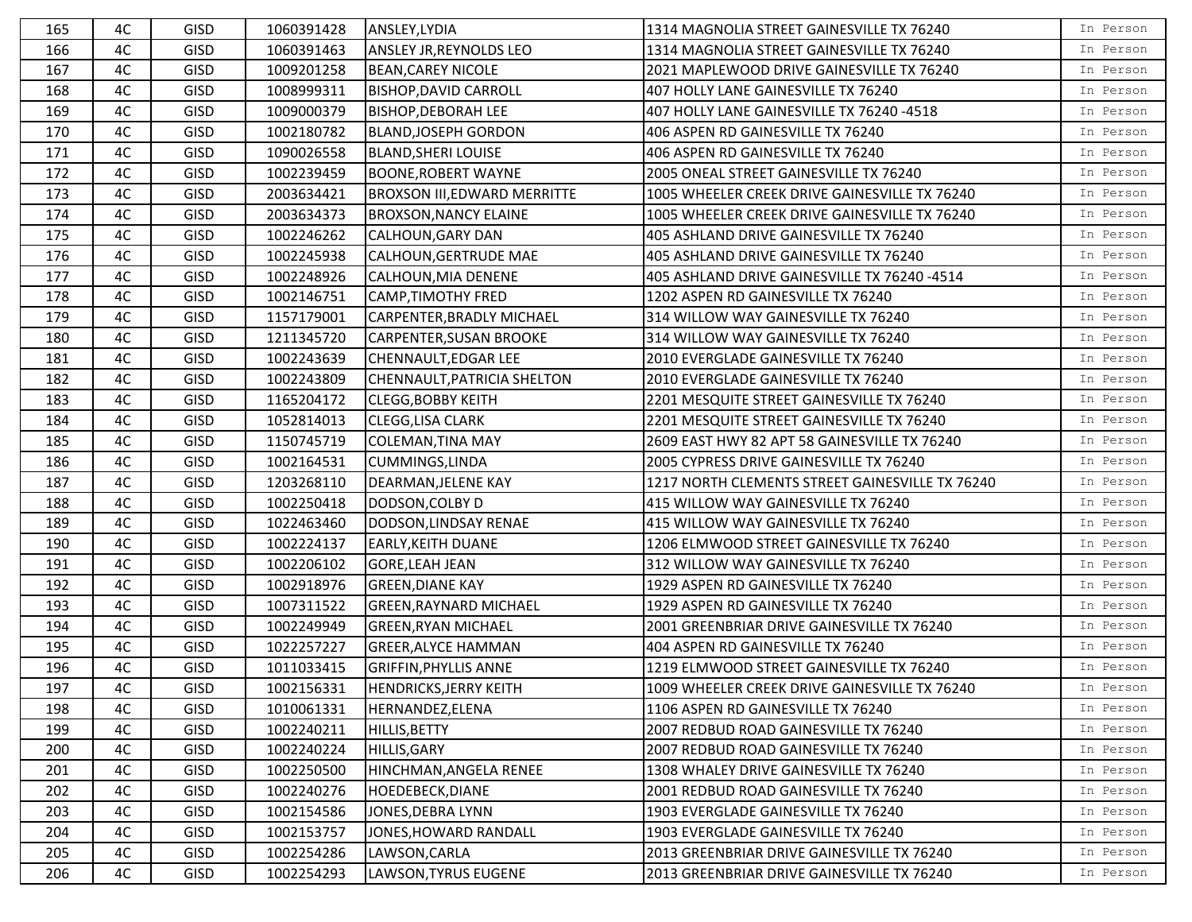| 165 | 4C | GISD | 1060391428 | ANSLEY,LYDIA | 1314 MAGNOLIA STREET GAINESVILLE TX 76240 | In Person |
|---|---|---|---|---|---|---|
| 166 | 4C | GISD | 1060391463 | ANSLEY JR,REYNOLDS LEO | 1314 MAGNOLIA STREET GAINESVILLE TX 76240 | In Person |
| 167 | 4C | GISD | 1009201258 | BEAN,CAREY NICOLE | 2021 MAPLEWOOD DRIVE GAINESVILLE TX 76240 | In Person |
| 168 | 4C | GISD | 1008999311 | BISHOP,DAVID CARROLL | 407 HOLLY LANE GAINESVILLE TX 76240 | In Person |
| 169 | 4C | GISD | 1009000379 | BISHOP,DEBORAH LEE | 407 HOLLY LANE GAINESVILLE TX 76240 -4518 | In Person |
| 170 | 4C | GISD | 1002180782 | BLAND,JOSEPH GORDON | 406 ASPEN RD GAINESVILLE TX 76240 | In Person |
| 171 | 4C | GISD | 1090026558 | BLAND,SHERI LOUISE | 406 ASPEN RD GAINESVILLE TX 76240 | In Person |
| 172 | 4C | GISD | 1002239459 | BOONE,ROBERT WAYNE | 2005 ONEAL STREET GAINESVILLE TX 76240 | In Person |
| 173 | 4C | GISD | 2003634421 | BROXSON III,EDWARD MERRITTE | 1005 WHEELER CREEK DRIVE GAINESVILLE TX 76240 | In Person |
| 174 | 4C | GISD | 2003634373 | BROXSON,NANCY ELAINE | 1005 WHEELER CREEK DRIVE GAINESVILLE TX 76240 | In Person |
| 175 | 4C | GISD | 1002246262 | CALHOUN,GARY DAN | 405 ASHLAND DRIVE GAINESVILLE TX 76240 | In Person |
| 176 | 4C | GISD | 1002245938 | CALHOUN,GERTRUDE MAE | 405 ASHLAND DRIVE GAINESVILLE TX 76240 | In Person |
| 177 | 4C | GISD | 1002248926 | CALHOUN,MIA DENENE | 405 ASHLAND DRIVE GAINESVILLE TX 76240 -4514 | In Person |
| 178 | 4C | GISD | 1002146751 | CAMP,TIMOTHY FRED | 1202 ASPEN RD GAINESVILLE TX 76240 | In Person |
| 179 | 4C | GISD | 1157179001 | CARPENTER,BRADLY MICHAEL | 314 WILLOW WAY GAINESVILLE TX 76240 | In Person |
| 180 | 4C | GISD | 1211345720 | CARPENTER,SUSAN BROOKE | 314 WILLOW WAY GAINESVILLE TX 76240 | In Person |
| 181 | 4C | GISD | 1002243639 | CHENNAULT,EDGAR LEE | 2010 EVERGLADE GAINESVILLE TX 76240 | In Person |
| 182 | 4C | GISD | 1002243809 | CHENNAULT,PATRICIA SHELTON | 2010 EVERGLADE GAINESVILLE TX 76240 | In Person |
| 183 | 4C | GISD | 1165204172 | CLEGG,BOBBY KEITH | 2201 MESQUITE STREET GAINESVILLE TX 76240 | In Person |
| 184 | 4C | GISD | 1052814013 | CLEGG,LISA CLARK | 2201 MESQUITE STREET GAINESVILLE TX 76240 | In Person |
| 185 | 4C | GISD | 1150745719 | COLEMAN,TINA MAY | 2609 EAST HWY 82 APT 58 GAINESVILLE TX 76240 | In Person |
| 186 | 4C | GISD | 1002164531 | CUMMINGS,LINDA | 2005 CYPRESS DRIVE GAINESVILLE TX 76240 | In Person |
| 187 | 4C | GISD | 1203268110 | DEARMAN,JELENE KAY | 1217 NORTH CLEMENTS STREET GAINESVILLE TX 76240 | In Person |
| 188 | 4C | GISD | 1002250418 | DODSON,COLBY D | 415 WILLOW WAY GAINESVILLE TX 76240 | In Person |
| 189 | 4C | GISD | 1022463460 | DODSON,LINDSAY RENAE | 415 WILLOW WAY GAINESVILLE TX 76240 | In Person |
| 190 | 4C | GISD | 1002224137 | EARLY,KEITH DUANE | 1206 ELMWOOD STREET GAINESVILLE TX 76240 | In Person |
| 191 | 4C | GISD | 1002206102 | GORE,LEAH JEAN | 312 WILLOW WAY GAINESVILLE TX 76240 | In Person |
| 192 | 4C | GISD | 1002918976 | GREEN,DIANE KAY | 1929 ASPEN RD GAINESVILLE TX 76240 | In Person |
| 193 | 4C | GISD | 1007311522 | GREEN,RAYNARD MICHAEL | 1929 ASPEN RD GAINESVILLE TX 76240 | In Person |
| 194 | 4C | GISD | 1002249949 | GREEN,RYAN MICHAEL | 2001 GREENBRIAR DRIVE GAINESVILLE TX 76240 | In Person |
| 195 | 4C | GISD | 1022257227 | GREER,ALYCE HAMMAN | 404 ASPEN RD GAINESVILLE TX 76240 | In Person |
| 196 | 4C | GISD | 1011033415 | GRIFFIN,PHYLLIS ANNE | 1219 ELMWOOD STREET GAINESVILLE TX 76240 | In Person |
| 197 | 4C | GISD | 1002156331 | HENDRICKS,JERRY KEITH | 1009 WHEELER CREEK DRIVE GAINESVILLE TX 76240 | In Person |
| 198 | 4C | GISD | 1010061331 | HERNANDEZ,ELENA | 1106 ASPEN RD GAINESVILLE TX 76240 | In Person |
| 199 | 4C | GISD | 1002240211 | HILLIS,BETTY | 2007 REDBUD ROAD GAINESVILLE TX 76240 | In Person |
| 200 | 4C | GISD | 1002240224 | HILLIS,GARY | 2007 REDBUD ROAD GAINESVILLE TX 76240 | In Person |
| 201 | 4C | GISD | 1002250500 | HINCHMAN,ANGELA RENEE | 1308 WHALEY DRIVE GAINESVILLE TX 76240 | In Person |
| 202 | 4C | GISD | 1002240276 | HOEDEBECK,DIANE | 2001 REDBUD ROAD GAINESVILLE TX 76240 | In Person |
| 203 | 4C | GISD | 1002154586 | JONES,DEBRA LYNN | 1903 EVERGLADE GAINESVILLE TX 76240 | In Person |
| 204 | 4C | GISD | 1002153757 | JONES,HOWARD RANDALL | 1903 EVERGLADE GAINESVILLE TX 76240 | In Person |
| 205 | 4C | GISD | 1002254286 | LAWSON,CARLA | 2013 GREENBRIAR DRIVE GAINESVILLE TX 76240 | In Person |
| 206 | 4C | GISD | 1002254293 | LAWSON,TYRUS EUGENE | 2013 GREENBRIAR DRIVE GAINESVILLE TX 76240 | In Person |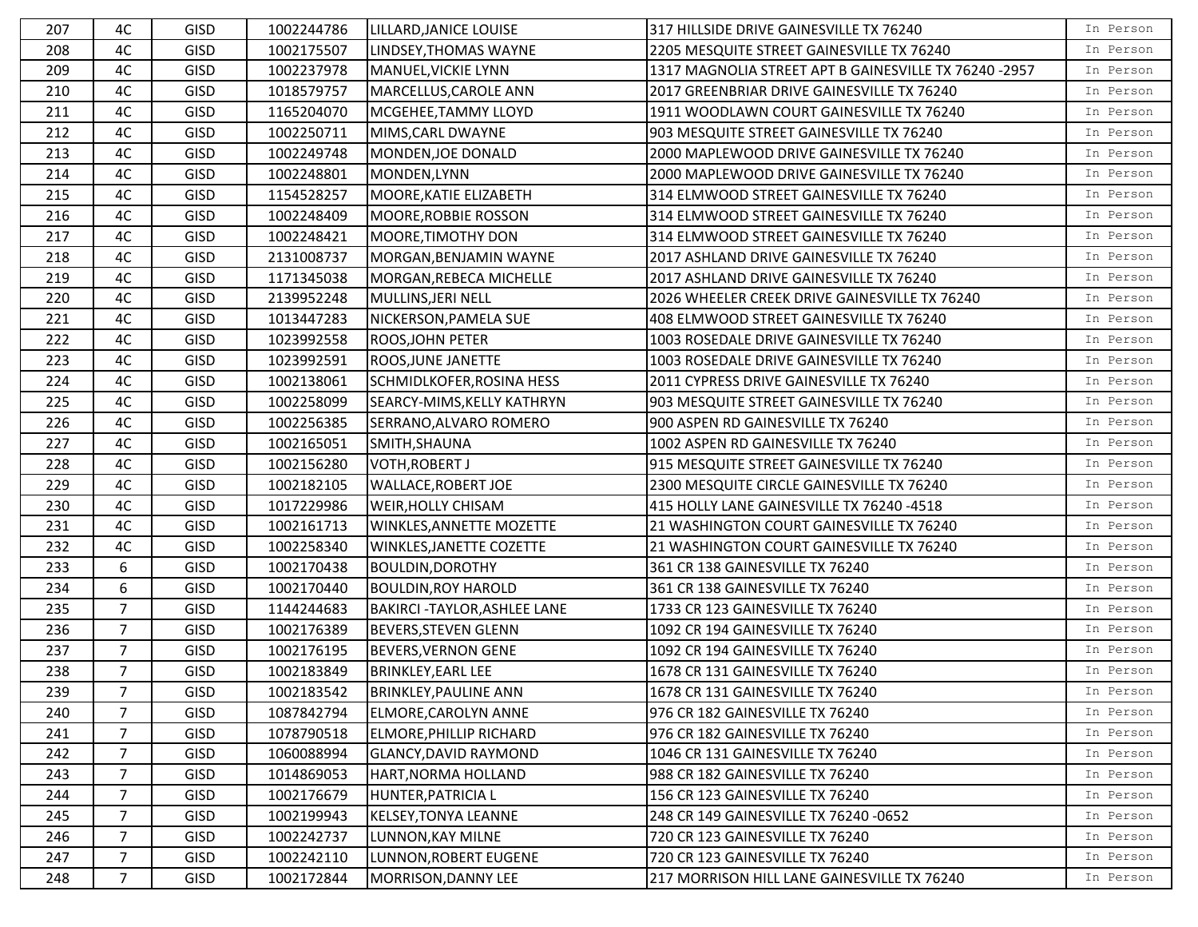| | | | | | | |
|---|---|---|---|---|---|---|
| 207 | 4C | GISD | 1002244786 | LILLARD,JANICE LOUISE | 317 HILLSIDE DRIVE GAINESVILLE TX 76240 | In Person |
| 208 | 4C | GISD | 1002175507 | LINDSEY,THOMAS WAYNE | 2205 MESQUITE STREET GAINESVILLE TX 76240 | In Person |
| 209 | 4C | GISD | 1002237978 | MANUEL,VICKIE LYNN | 1317 MAGNOLIA STREET APT B GAINESVILLE TX 76240 -2957 | In Person |
| 210 | 4C | GISD | 1018579757 | MARCELLUS,CAROLE ANN | 2017 GREENBRIAR DRIVE GAINESVILLE TX 76240 | In Person |
| 211 | 4C | GISD | 1165204070 | MCGEHEE,TAMMY LLOYD | 1911 WOODLAWN COURT GAINESVILLE TX 76240 | In Person |
| 212 | 4C | GISD | 1002250711 | MIMS,CARL DWAYNE | 903 MESQUITE STREET GAINESVILLE TX 76240 | In Person |
| 213 | 4C | GISD | 1002249748 | MONDEN,JOE DONALD | 2000 MAPLEWOOD DRIVE GAINESVILLE TX 76240 | In Person |
| 214 | 4C | GISD | 1002248801 | MONDEN,LYNN | 2000 MAPLEWOOD DRIVE GAINESVILLE TX 76240 | In Person |
| 215 | 4C | GISD | 1154528257 | MOORE,KATIE ELIZABETH | 314 ELMWOOD STREET GAINESVILLE TX 76240 | In Person |
| 216 | 4C | GISD | 1002248409 | MOORE,ROBBIE ROSSON | 314 ELMWOOD STREET GAINESVILLE TX 76240 | In Person |
| 217 | 4C | GISD | 1002248421 | MOORE,TIMOTHY DON | 314 ELMWOOD STREET GAINESVILLE TX 76240 | In Person |
| 218 | 4C | GISD | 2131008737 | MORGAN,BENJAMIN WAYNE | 2017 ASHLAND DRIVE GAINESVILLE TX 76240 | In Person |
| 219 | 4C | GISD | 1171345038 | MORGAN,REBECA MICHELLE | 2017 ASHLAND DRIVE GAINESVILLE TX 76240 | In Person |
| 220 | 4C | GISD | 2139952248 | MULLINS,JERI NELL | 2026 WHEELER CREEK DRIVE GAINESVILLE TX 76240 | In Person |
| 221 | 4C | GISD | 1013447283 | NICKERSON,PAMELA SUE | 408 ELMWOOD STREET GAINESVILLE TX 76240 | In Person |
| 222 | 4C | GISD | 1023992558 | ROOS,JOHN PETER | 1003 ROSEDALE DRIVE GAINESVILLE TX 76240 | In Person |
| 223 | 4C | GISD | 1023992591 | ROOS,JUNE JANETTE | 1003 ROSEDALE DRIVE GAINESVILLE TX 76240 | In Person |
| 224 | 4C | GISD | 1002138061 | SCHMIDLKOFER,ROSINA HESS | 2011 CYPRESS DRIVE GAINESVILLE TX 76240 | In Person |
| 225 | 4C | GISD | 1002258099 | SEARCY-MIMS,KELLY KATHRYN | 903 MESQUITE STREET GAINESVILLE TX 76240 | In Person |
| 226 | 4C | GISD | 1002256385 | SERRANO,ALVARO ROMERO | 900 ASPEN RD GAINESVILLE TX 76240 | In Person |
| 227 | 4C | GISD | 1002165051 | SMITH,SHAUNA | 1002 ASPEN RD GAINESVILLE TX 76240 | In Person |
| 228 | 4C | GISD | 1002156280 | VOTH,ROBERT J | 915 MESQUITE STREET GAINESVILLE TX 76240 | In Person |
| 229 | 4C | GISD | 1002182105 | WALLACE,ROBERT JOE | 2300 MESQUITE CIRCLE GAINESVILLE TX 76240 | In Person |
| 230 | 4C | GISD | 1017229986 | WEIR,HOLLY CHISAM | 415 HOLLY LANE GAINESVILLE TX 76240 -4518 | In Person |
| 231 | 4C | GISD | 1002161713 | WINKLES,ANNETTE MOZETTE | 21 WASHINGTON COURT GAINESVILLE TX 76240 | In Person |
| 232 | 4C | GISD | 1002258340 | WINKLES,JANETTE COZETTE | 21 WASHINGTON COURT GAINESVILLE TX 76240 | In Person |
| 233 | 6 | GISD | 1002170438 | BOULDIN,DOROTHY | 361 CR 138 GAINESVILLE TX 76240 | In Person |
| 234 | 6 | GISD | 1002170440 | BOULDIN,ROY HAROLD | 361 CR 138 GAINESVILLE TX 76240 | In Person |
| 235 | 7 | GISD | 1144244683 | BAKIRCI -TAYLOR,ASHLEE LANE | 1733 CR 123 GAINESVILLE TX 76240 | In Person |
| 236 | 7 | GISD | 1002176389 | BEVERS,STEVEN GLENN | 1092 CR 194 GAINESVILLE TX 76240 | In Person |
| 237 | 7 | GISD | 1002176195 | BEVERS,VERNON GENE | 1092 CR 194 GAINESVILLE TX 76240 | In Person |
| 238 | 7 | GISD | 1002183849 | BRINKLEY,EARL LEE | 1678 CR 131 GAINESVILLE TX 76240 | In Person |
| 239 | 7 | GISD | 1002183542 | BRINKLEY,PAULINE ANN | 1678 CR 131 GAINESVILLE TX 76240 | In Person |
| 240 | 7 | GISD | 1087842794 | ELMORE,CAROLYN ANNE | 976 CR 182 GAINESVILLE TX 76240 | In Person |
| 241 | 7 | GISD | 1078790518 | ELMORE,PHILLIP RICHARD | 976 CR 182 GAINESVILLE TX 76240 | In Person |
| 242 | 7 | GISD | 1060088994 | GLANCY,DAVID RAYMOND | 1046 CR 131 GAINESVILLE TX 76240 | In Person |
| 243 | 7 | GISD | 1014869053 | HART,NORMA HOLLAND | 988 CR 182 GAINESVILLE TX 76240 | In Person |
| 244 | 7 | GISD | 1002176679 | HUNTER,PATRICIA L | 156 CR 123 GAINESVILLE TX 76240 | In Person |
| 245 | 7 | GISD | 1002199943 | KELSEY,TONYA LEANNE | 248 CR 149 GAINESVILLE TX 76240 -0652 | In Person |
| 246 | 7 | GISD | 1002242737 | LUNNON,KAY MILNE | 720 CR 123 GAINESVILLE TX 76240 | In Person |
| 247 | 7 | GISD | 1002242110 | LUNNON,ROBERT EUGENE | 720 CR 123 GAINESVILLE TX 76240 | In Person |
| 248 | 7 | GISD | 1002172844 | MORRISON,DANNY LEE | 217 MORRISON HILL LANE GAINESVILLE TX 76240 | In Person |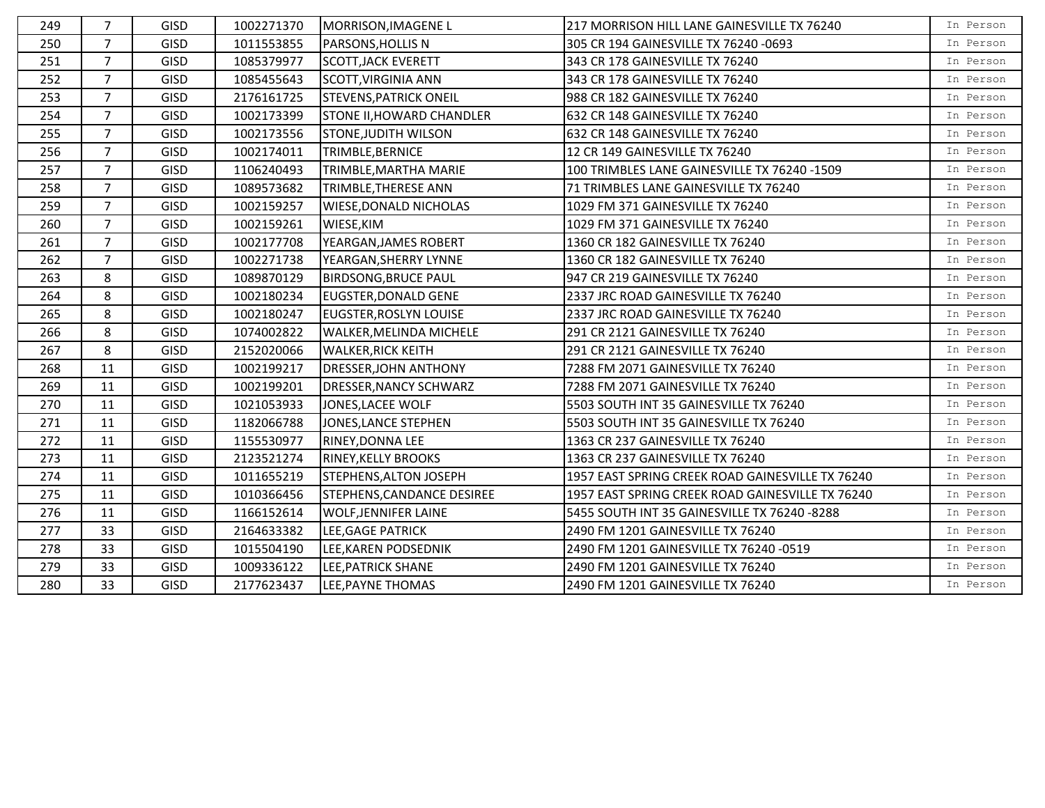| | | | | | | |
|---|---|---|---|---|---|---|
| 249 | 7 | GISD | 1002271370 | MORRISON,IMAGENE L | 217 MORRISON HILL LANE GAINESVILLE TX 76240 | In Person |
| 250 | 7 | GISD | 1011553855 | PARSONS,HOLLIS N | 305 CR 194 GAINESVILLE TX 76240 -0693 | In Person |
| 251 | 7 | GISD | 1085379977 | SCOTT,JACK EVERETT | 343 CR 178 GAINESVILLE TX 76240 | In Person |
| 252 | 7 | GISD | 1085455643 | SCOTT,VIRGINIA ANN | 343 CR 178 GAINESVILLE TX 76240 | In Person |
| 253 | 7 | GISD | 2176161725 | STEVENS,PATRICK ONEIL | 988 CR 182 GAINESVILLE TX 76240 | In Person |
| 254 | 7 | GISD | 1002173399 | STONE II,HOWARD CHANDLER | 632 CR 148 GAINESVILLE TX 76240 | In Person |
| 255 | 7 | GISD | 1002173556 | STONE,JUDITH WILSON | 632 CR 148 GAINESVILLE TX 76240 | In Person |
| 256 | 7 | GISD | 1002174011 | TRIMBLE,BERNICE | 12 CR 149 GAINESVILLE TX 76240 | In Person |
| 257 | 7 | GISD | 1106240493 | TRIMBLE,MARTHA MARIE | 100 TRIMBLES LANE GAINESVILLE TX 76240 -1509 | In Person |
| 258 | 7 | GISD | 1089573682 | TRIMBLE,THERESE ANN | 71 TRIMBLES LANE GAINESVILLE TX 76240 | In Person |
| 259 | 7 | GISD | 1002159257 | WIESE,DONALD NICHOLAS | 1029 FM 371 GAINESVILLE TX 76240 | In Person |
| 260 | 7 | GISD | 1002159261 | WIESE,KIM | 1029 FM 371 GAINESVILLE TX 76240 | In Person |
| 261 | 7 | GISD | 1002177708 | YEARGAN,JAMES ROBERT | 1360 CR 182 GAINESVILLE TX 76240 | In Person |
| 262 | 7 | GISD | 1002271738 | YEARGAN,SHERRY LYNNE | 1360 CR 182 GAINESVILLE TX 76240 | In Person |
| 263 | 8 | GISD | 1089870129 | BIRDSONG,BRUCE PAUL | 947 CR 219 GAINESVILLE TX 76240 | In Person |
| 264 | 8 | GISD | 1002180234 | EUGSTER,DONALD GENE | 2337 JRC ROAD GAINESVILLE TX 76240 | In Person |
| 265 | 8 | GISD | 1002180247 | EUGSTER,ROSLYN LOUISE | 2337 JRC ROAD GAINESVILLE TX 76240 | In Person |
| 266 | 8 | GISD | 1074002822 | WALKER,MELINDA MICHELE | 291 CR 2121 GAINESVILLE TX 76240 | In Person |
| 267 | 8 | GISD | 2152020066 | WALKER,RICK KEITH | 291 CR 2121 GAINESVILLE TX 76240 | In Person |
| 268 | 11 | GISD | 1002199217 | DRESSER,JOHN ANTHONY | 7288 FM 2071 GAINESVILLE TX 76240 | In Person |
| 269 | 11 | GISD | 1002199201 | DRESSER,NANCY SCHWARZ | 7288 FM 2071 GAINESVILLE TX 76240 | In Person |
| 270 | 11 | GISD | 1021053933 | JONES,LACEE WOLF | 5503 SOUTH INT 35 GAINESVILLE TX 76240 | In Person |
| 271 | 11 | GISD | 1182066788 | JONES,LANCE STEPHEN | 5503 SOUTH INT 35 GAINESVILLE TX 76240 | In Person |
| 272 | 11 | GISD | 1155530977 | RINEY,DONNA LEE | 1363 CR 237 GAINESVILLE TX 76240 | In Person |
| 273 | 11 | GISD | 2123521274 | RINEY,KELLY BROOKS | 1363 CR 237 GAINESVILLE TX 76240 | In Person |
| 274 | 11 | GISD | 1011655219 | STEPHENS,ALTON JOSEPH | 1957 EAST SPRING CREEK ROAD GAINESVILLE TX 76240 | In Person |
| 275 | 11 | GISD | 1010366456 | STEPHENS,CANDANCE DESIREE | 1957 EAST SPRING CREEK ROAD GAINESVILLE TX 76240 | In Person |
| 276 | 11 | GISD | 1166152614 | WOLF,JENNIFER LAINE | 5455 SOUTH INT 35 GAINESVILLE TX 76240 -8288 | In Person |
| 277 | 33 | GISD | 2164633382 | LEE,GAGE PATRICK | 2490 FM 1201 GAINESVILLE TX 76240 | In Person |
| 278 | 33 | GISD | 1015504190 | LEE,KAREN PODSEDNIK | 2490 FM 1201 GAINESVILLE TX 76240 -0519 | In Person |
| 279 | 33 | GISD | 1009336122 | LEE,PATRICK SHANE | 2490 FM 1201 GAINESVILLE TX 76240 | In Person |
| 280 | 33 | GISD | 2177623437 | LEE,PAYNE THOMAS | 2490 FM 1201 GAINESVILLE TX 76240 | In Person |